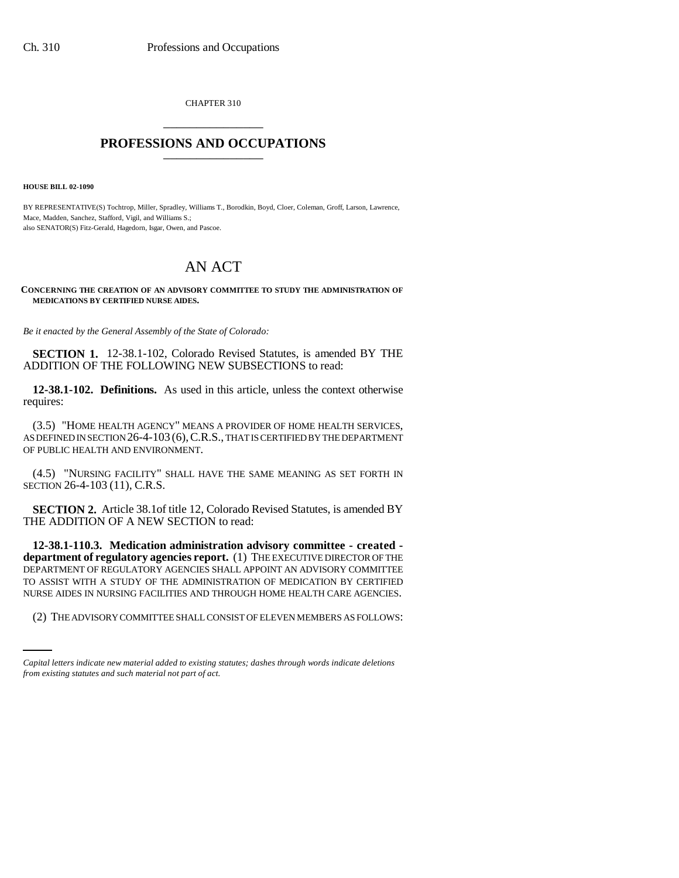CHAPTER 310

# PROFESSIONS AND OCCUPATIONS

**HOUSE BILL 02-1090**

BY REPRESENTATIVE(S) Tochtrop, Miller, Spradley, Williams T., Borodkin, Boyd, Cloer, Coleman, Groff, Larson, Lawrence, Mace, Madden, Sanchez, Stafford, Vigil, and Williams S.;
also SENATOR(S) Fitz-Gerald, Hagedorn, Isgar, Owen, and Pascoe.

# AN ACT

**CONCERNING THE CREATION OF AN ADVISORY COMMITTEE TO STUDY THE ADMINISTRATION OF MEDICATIONS BY CERTIFIED NURSE AIDES.**

*Be it enacted by the General Assembly of the State of Colorado:*

**SECTION 1.** 12-38.1-102, Colorado Revised Statutes, is amended BY THE ADDITION OF THE FOLLOWING NEW SUBSECTIONS to read:

**12-38.1-102. Definitions.** As used in this article, unless the context otherwise requires:

(3.5) "HOME HEALTH AGENCY" MEANS A PROVIDER OF HOME HEALTH SERVICES, AS DEFINED IN SECTION 26-4-103 (6), C.R.S., THAT IS CERTIFIED BY THE DEPARTMENT OF PUBLIC HEALTH AND ENVIRONMENT.

(4.5) "NURSING FACILITY" SHALL HAVE THE SAME MEANING AS SET FORTH IN SECTION 26-4-103 (11), C.R.S.

**SECTION 2.** Article 38.1of title 12, Colorado Revised Statutes, is amended BY THE ADDITION OF A NEW SECTION to read:

**12-38.1-110.3. Medication administration advisory committee - created - department of regulatory agencies report.** (1) THE EXECUTIVE DIRECTOR OF THE DEPARTMENT OF REGULATORY AGENCIES SHALL APPOINT AN ADVISORY COMMITTEE TO ASSIST WITH A STUDY OF THE ADMINISTRATION OF MEDICATION BY CERTIFIED NURSE AIDES IN NURSING FACILITIES AND THROUGH HOME HEALTH CARE AGENCIES.

(2) THE ADVISORY COMMITTEE SHALL CONSIST OF ELEVEN MEMBERS AS FOLLOWS:

*Capital letters indicate new material added to existing statutes; dashes through words indicate deletions from existing statutes and such material not part of act.*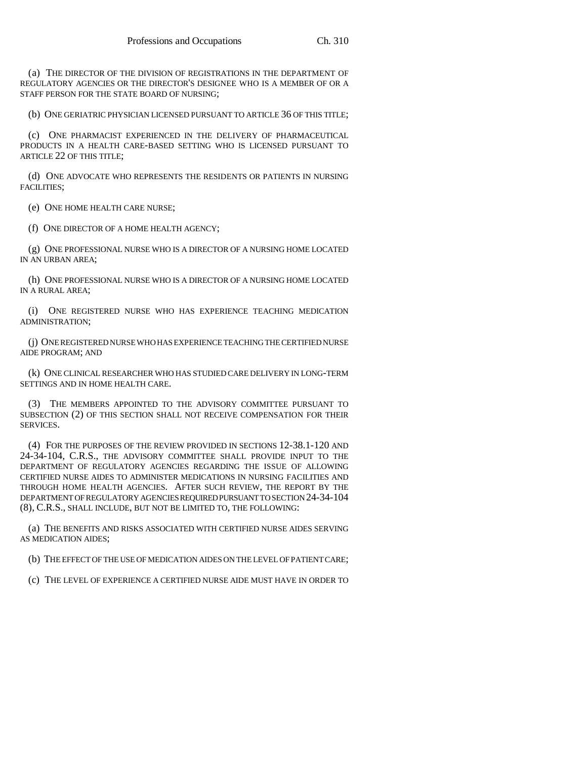(a) THE DIRECTOR OF THE DIVISION OF REGISTRATIONS IN THE DEPARTMENT OF REGULATORY AGENCIES OR THE DIRECTOR'S DESIGNEE WHO IS A MEMBER OF OR A STAFF PERSON FOR THE STATE BOARD OF NURSING;

(b) ONE GERIATRIC PHYSICIAN LICENSED PURSUANT TO ARTICLE 36 OF THIS TITLE;

(c) ONE PHARMACIST EXPERIENCED IN THE DELIVERY OF PHARMACEUTICAL PRODUCTS IN A HEALTH CARE-BASED SETTING WHO IS LICENSED PURSUANT TO ARTICLE 22 OF THIS TITLE;

(d) ONE ADVOCATE WHO REPRESENTS THE RESIDENTS OR PATIENTS IN NURSING FACILITIES;

(e) ONE HOME HEALTH CARE NURSE;

(f) ONE DIRECTOR OF A HOME HEALTH AGENCY;

(g) ONE PROFESSIONAL NURSE WHO IS A DIRECTOR OF A NURSING HOME LOCATED IN AN URBAN AREA;

(h) ONE PROFESSIONAL NURSE WHO IS A DIRECTOR OF A NURSING HOME LOCATED IN A RURAL AREA;

(i) ONE REGISTERED NURSE WHO HAS EXPERIENCE TEACHING MEDICATION ADMINISTRATION;

(j) ONE REGISTERED NURSE WHO HAS EXPERIENCE TEACHING THE CERTIFIED NURSE AIDE PROGRAM; AND

(k) ONE CLINICAL RESEARCHER WHO HAS STUDIED CARE DELIVERY IN LONG-TERM SETTINGS AND IN HOME HEALTH CARE.

(3) THE MEMBERS APPOINTED TO THE ADVISORY COMMITTEE PURSUANT TO SUBSECTION (2) OF THIS SECTION SHALL NOT RECEIVE COMPENSATION FOR THEIR SERVICES.

(4) FOR THE PURPOSES OF THE REVIEW PROVIDED IN SECTIONS 12-38.1-120 AND 24-34-104, C.R.S., THE ADVISORY COMMITTEE SHALL PROVIDE INPUT TO THE DEPARTMENT OF REGULATORY AGENCIES REGARDING THE ISSUE OF ALLOWING CERTIFIED NURSE AIDES TO ADMINISTER MEDICATIONS IN NURSING FACILITIES AND THROUGH HOME HEALTH AGENCIES. AFTER SUCH REVIEW, THE REPORT BY THE DEPARTMENT OF REGULATORY AGENCIES REQUIRED PURSUANT TO SECTION 24-34-104 (8), C.R.S., SHALL INCLUDE, BUT NOT BE LIMITED TO, THE FOLLOWING:

(a) THE BENEFITS AND RISKS ASSOCIATED WITH CERTIFIED NURSE AIDES SERVING AS MEDICATION AIDES;

(b) THE EFFECT OF THE USE OF MEDICATION AIDES ON THE LEVEL OF PATIENT CARE;

(c) THE LEVEL OF EXPERIENCE A CERTIFIED NURSE AIDE MUST HAVE IN ORDER TO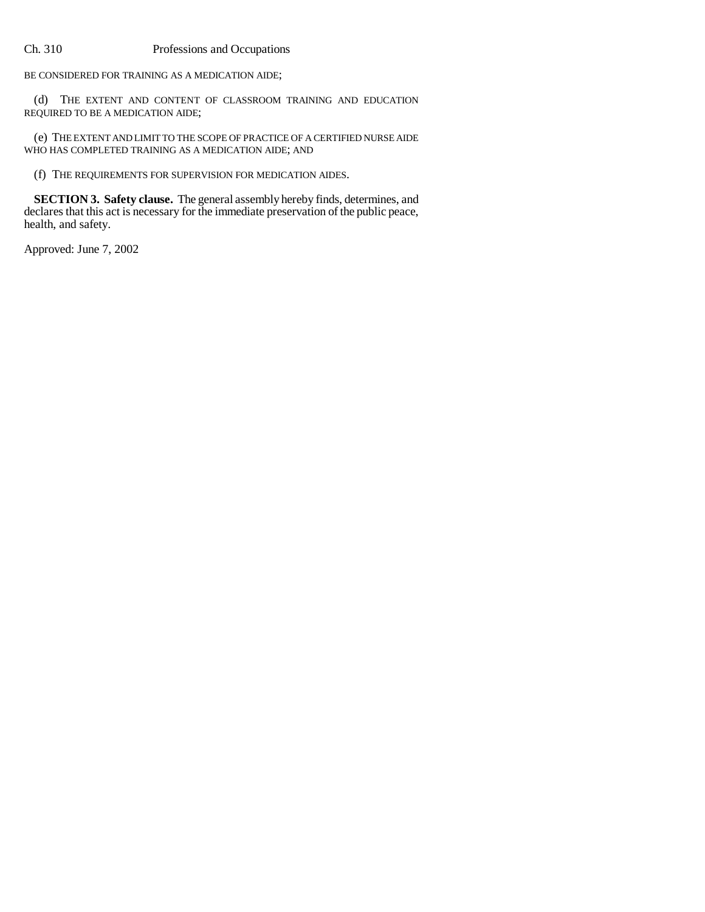BE CONSIDERED FOR TRAINING AS A MEDICATION AIDE;

(d) THE EXTENT AND CONTENT OF CLASSROOM TRAINING AND EDUCATION REQUIRED TO BE A MEDICATION AIDE;

(e) THE EXTENT AND LIMIT TO THE SCOPE OF PRACTICE OF A CERTIFIED NURSE AIDE WHO HAS COMPLETED TRAINING AS A MEDICATION AIDE; AND

(f) THE REQUIREMENTS FOR SUPERVISION FOR MEDICATION AIDES.

**SECTION 3. Safety clause.** The general assembly hereby finds, determines, and declares that this act is necessary for the immediate preservation of the public peace, health, and safety.

Approved: June 7, 2002